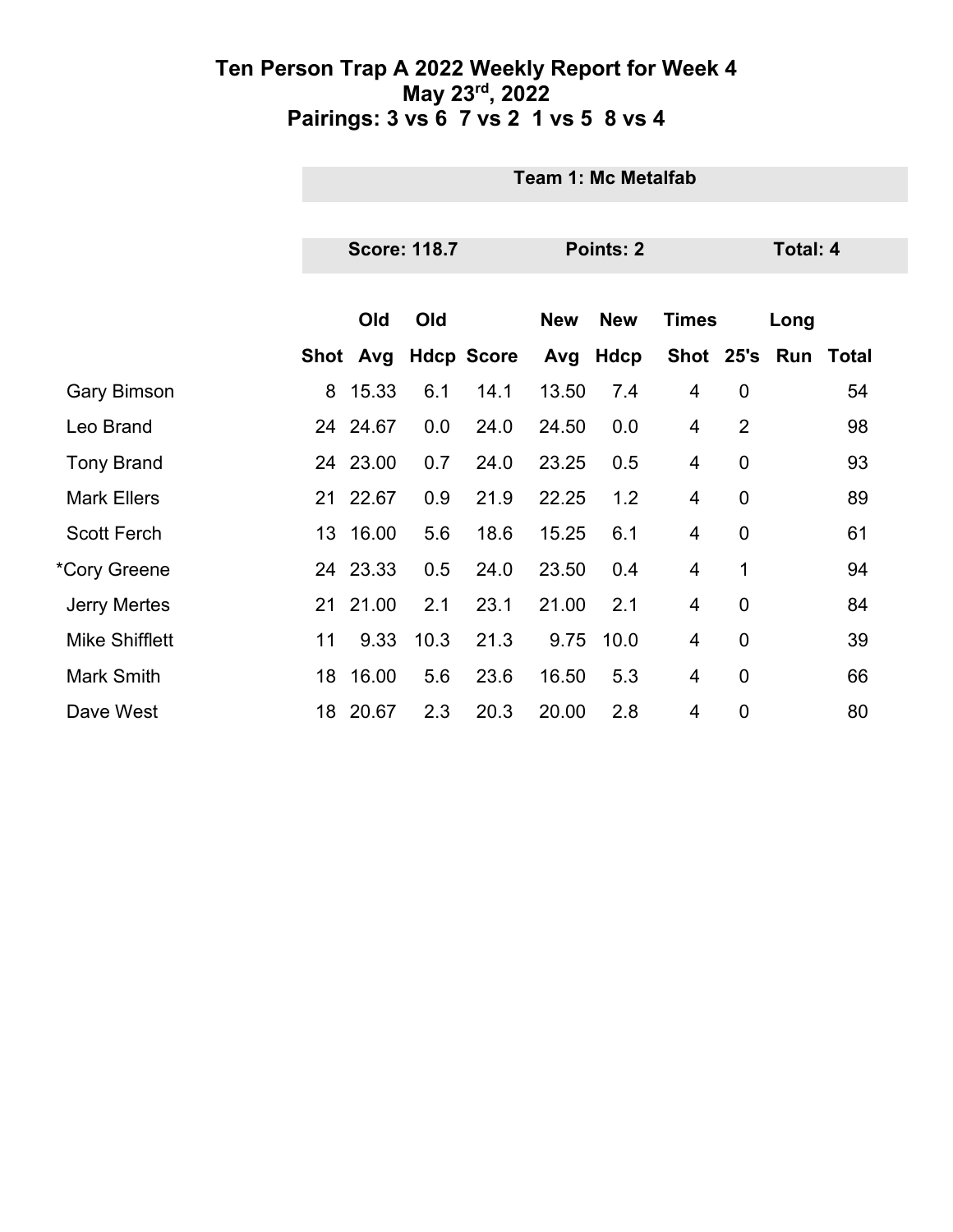# Ten Person Trap A 2022 Weekly Report for Week 4
## May 23rd, 2022
## Pairings: 3 vs 6  7 vs 2  1 vs 5  8 vs 4

**Team 1: Mc Metalfab**

**Score: 118.7** | **Points: 2** | **Total: 4**

| | Shot | Old Avg | Old Hdcp | Score | New Avg | New Hdcp | Times Shot | 25's | Long Run | Total |
|---|---|---|---|---|---|---|---|---|---|---|
| Gary Bimson | 8 | 15.33 | 6.1 | 14.1 | 13.50 | 7.4 | 4 | 0 | | 54 |
| Leo Brand | 24 | 24.67 | 0.0 | 24.0 | 24.50 | 0.0 | 4 | 2 | | 98 |
| Tony Brand | 24 | 23.00 | 0.7 | 24.0 | 23.25 | 0.5 | 4 | 0 | | 93 |
| Mark Ellers | 21 | 22.67 | 0.9 | 21.9 | 22.25 | 1.2 | 4 | 0 | | 89 |
| Scott Ferch | 13 | 16.00 | 5.6 | 18.6 | 15.25 | 6.1 | 4 | 0 | | 61 |
| *Cory Greene | 24 | 23.33 | 0.5 | 24.0 | 23.50 | 0.4 | 4 | 1 | | 94 |
| Jerry Mertes | 21 | 21.00 | 2.1 | 23.1 | 21.00 | 2.1 | 4 | 0 | | 84 |
| Mike Shifflett | 11 | 9.33 | 10.3 | 21.3 | 9.75 | 10.0 | 4 | 0 | | 39 |
| Mark Smith | 18 | 16.00 | 5.6 | 23.6 | 16.50 | 5.3 | 4 | 0 | | 66 |
| Dave West | 18 | 20.67 | 2.3 | 20.3 | 20.00 | 2.8 | 4 | 0 | | 80 |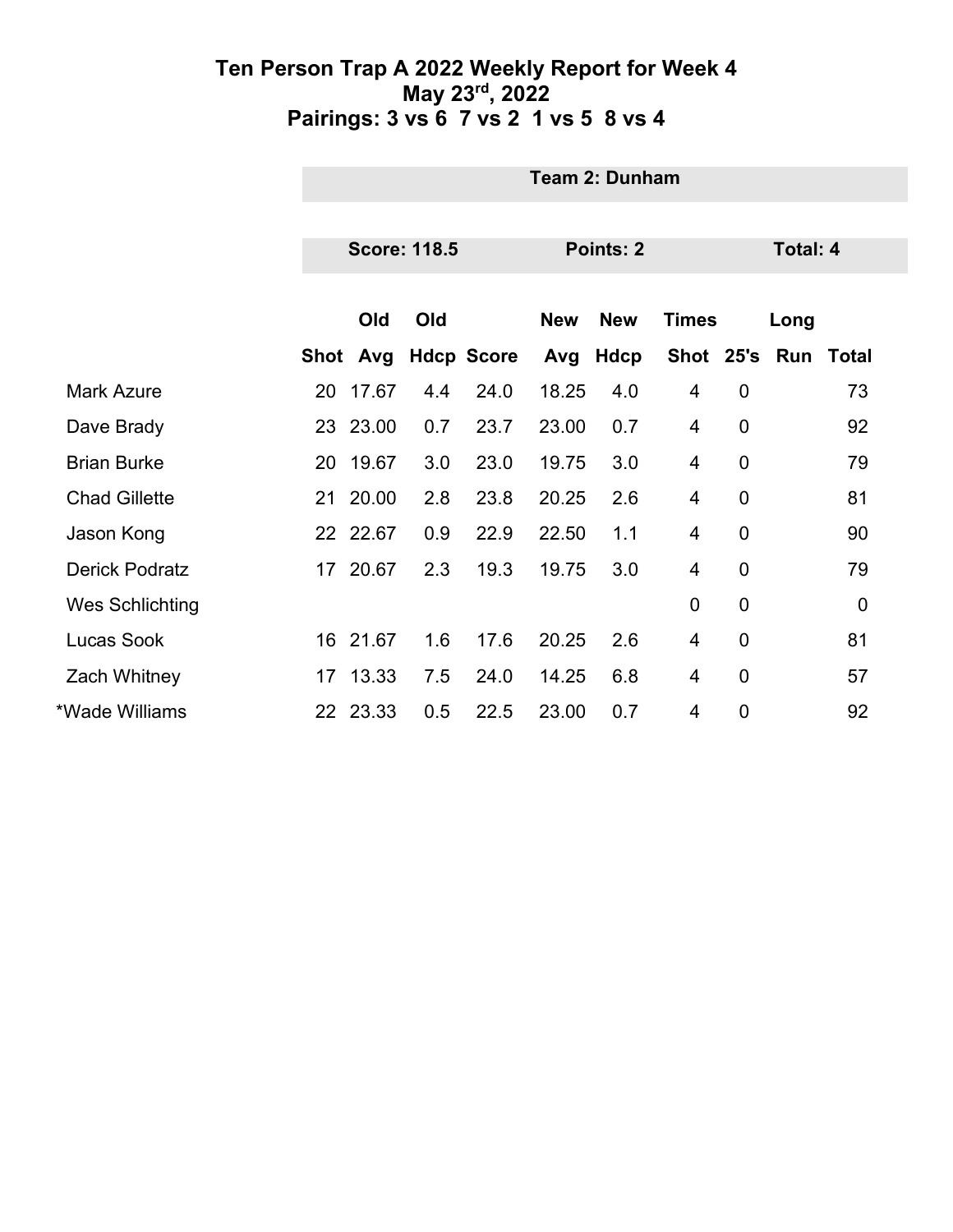# Ten Person Trap A 2022 Weekly Report for Week 4
## May 23rd, 2022
## Pairings: 3 vs 6  7 vs 2  1 vs 5  8 vs 4

**Team 2: Dunham**

**Score: 118.5** | **Points: 2** | **Total: 4**

| | Shot | Old Avg | Old Hdcp | Score | New Avg | New Hdcp | Times Shot | 25's | Long Run | Total |
|---|---|---|---|---|---|---|---|---|---|---|
| Mark Azure | 20 | 17.67 | 4.4 | 24.0 | 18.25 | 4.0 | 4 | 0 | | 73 |
| Dave Brady | 23 | 23.00 | 0.7 | 23.7 | 23.00 | 0.7 | 4 | 0 | | 92 |
| Brian Burke | 20 | 19.67 | 3.0 | 23.0 | 19.75 | 3.0 | 4 | 0 | | 79 |
| Chad Gillette | 21 | 20.00 | 2.8 | 23.8 | 20.25 | 2.6 | 4 | 0 | | 81 |
| Jason Kong | 22 | 22.67 | 0.9 | 22.9 | 22.50 | 1.1 | 4 | 0 | | 90 |
| Derick Podratz | 17 | 20.67 | 2.3 | 19.3 | 19.75 | 3.0 | 4 | 0 | | 79 |
| Wes Schlichting | | | | | | | 0 | 0 | | 0 |
| Lucas Sook | 16 | 21.67 | 1.6 | 17.6 | 20.25 | 2.6 | 4 | 0 | | 81 |
| Zach Whitney | 17 | 13.33 | 7.5 | 24.0 | 14.25 | 6.8 | 4 | 0 | | 57 |
| *Wade Williams | 22 | 23.33 | 0.5 | 22.5 | 23.00 | 0.7 | 4 | 0 | | 92 |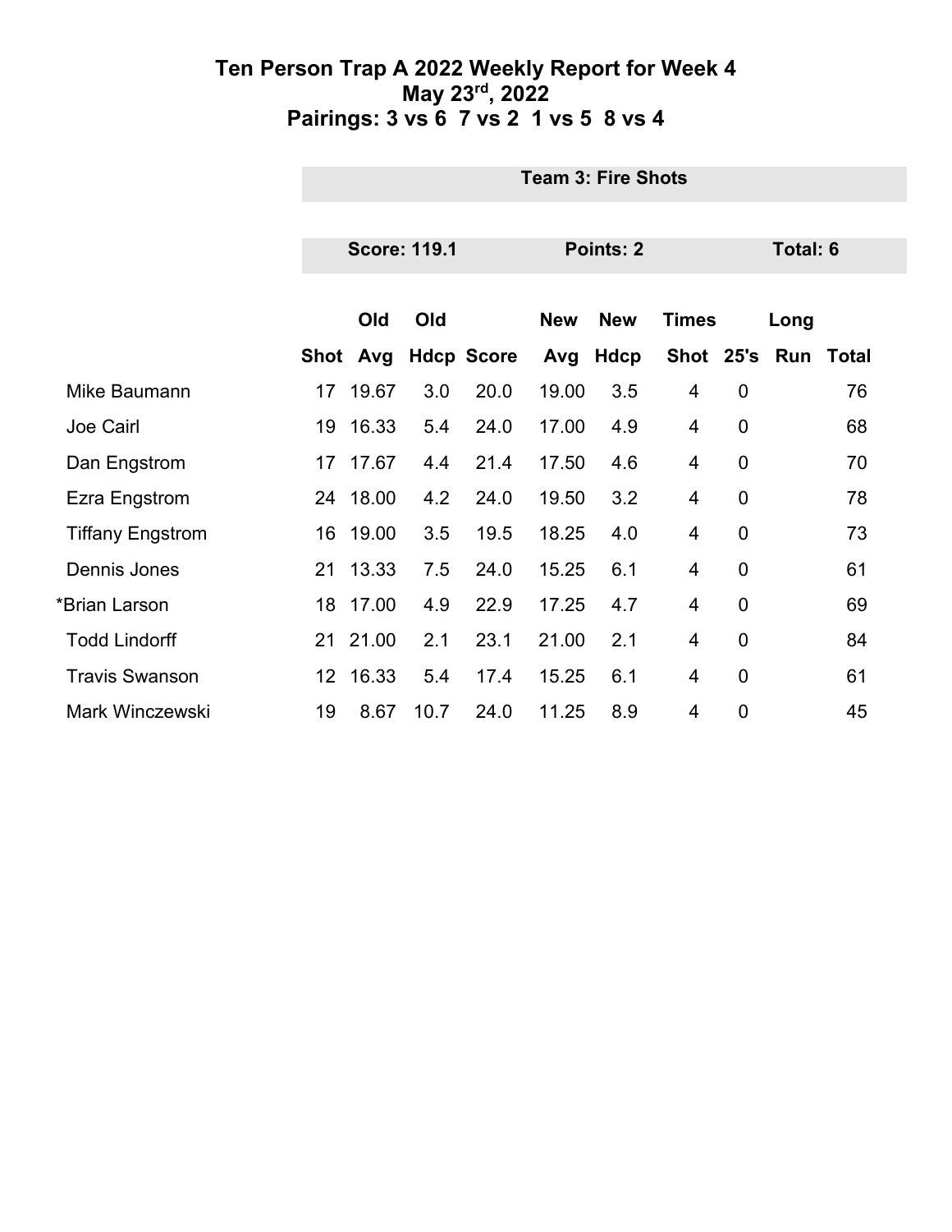# Ten Person Trap A 2022 Weekly Report for Week 4
## May 23rd, 2022
## Pairings: 3 vs 6 7 vs 2 1 vs 5 8 vs 4

**Team 3: Fire Shots**

**Score: 119.1** | **Points: 2** | **Total: 6**

| | Shot | Old Avg | Old Hdcp | Score | New Avg | New Hdcp | Times Shot | 25's | Long Run | Total |
|---|---|---|---|---|---|---|---|---|---|---|
| Mike Baumann | 17 | 19.67 | 3.0 | 20.0 | 19.00 | 3.5 | 4 | 0 | | 76 |
| Joe Cairl | 19 | 16.33 | 5.4 | 24.0 | 17.00 | 4.9 | 4 | 0 | | 68 |
| Dan Engstrom | 17 | 17.67 | 4.4 | 21.4 | 17.50 | 4.6 | 4 | 0 | | 70 |
| Ezra Engstrom | 24 | 18.00 | 4.2 | 24.0 | 19.50 | 3.2 | 4 | 0 | | 78 |
| Tiffany Engstrom | 16 | 19.00 | 3.5 | 19.5 | 18.25 | 4.0 | 4 | 0 | | 73 |
| Dennis Jones | 21 | 13.33 | 7.5 | 24.0 | 15.25 | 6.1 | 4 | 0 | | 61 |
| *Brian Larson | 18 | 17.00 | 4.9 | 22.9 | 17.25 | 4.7 | 4 | 0 | | 69 |
| Todd Lindorff | 21 | 21.00 | 2.1 | 23.1 | 21.00 | 2.1 | 4 | 0 | | 84 |
| Travis Swanson | 12 | 16.33 | 5.4 | 17.4 | 15.25 | 6.1 | 4 | 0 | | 61 |
| Mark Winczewski | 19 | 8.67 | 10.7 | 24.0 | 11.25 | 8.9 | 4 | 0 | | 45 |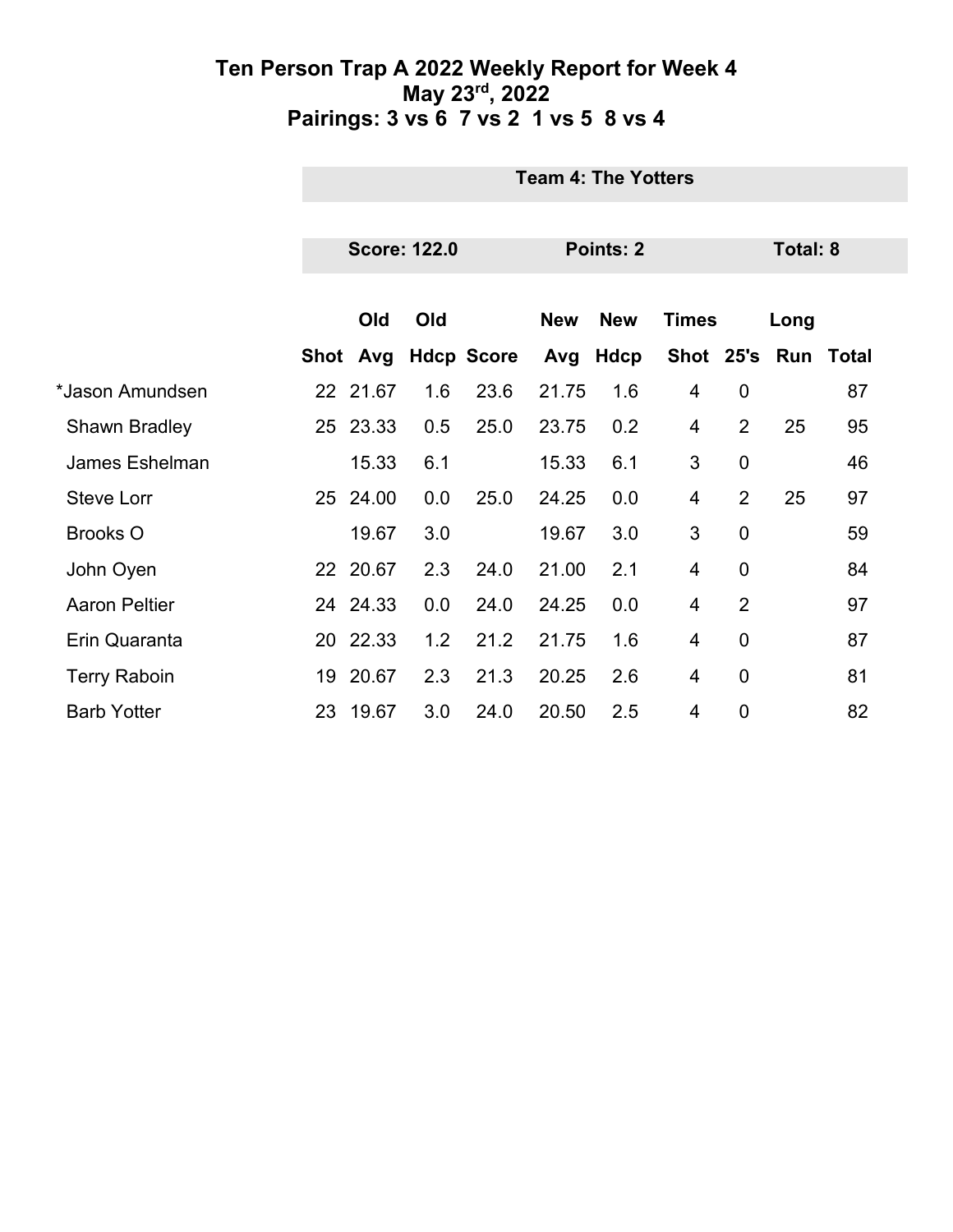# Ten Person Trap A 2022 Weekly Report for Week 4
## May 23rd, 2022
## Pairings: 3 vs 6 7 vs 2 1 vs 5 8 vs 4

**Team 4: The Yotters**

**Score: 122.0** | **Points: 2** | **Total: 8**

| | Shot | Old Avg | Old Hdcp | Score | New Avg | New Hdcp | Times Shot | 25's | Long Run | Total |
|---|---|---|---|---|---|---|---|---|---|---|
| *Jason Amundsen | 22 | 21.67 | 1.6 | 23.6 | 21.75 | 1.6 | 4 | 0 | | 87 |
| Shawn Bradley | 25 | 23.33 | 0.5 | 25.0 | 23.75 | 0.2 | 4 | 2 | 25 | 95 |
| James Eshelman | | 15.33 | 6.1 | | 15.33 | 6.1 | 3 | 0 | | 46 |
| Steve Lorr | 25 | 24.00 | 0.0 | 25.0 | 24.25 | 0.0 | 4 | 2 | 25 | 97 |
| Brooks O | | 19.67 | 3.0 | | 19.67 | 3.0 | 3 | 0 | | 59 |
| John Oyen | 22 | 20.67 | 2.3 | 24.0 | 21.00 | 2.1 | 4 | 0 | | 84 |
| Aaron Peltier | 24 | 24.33 | 0.0 | 24.0 | 24.25 | 0.0 | 4 | 2 | | 97 |
| Erin Quaranta | 20 | 22.33 | 1.2 | 21.2 | 21.75 | 1.6 | 4 | 0 | | 87 |
| Terry Raboin | 19 | 20.67 | 2.3 | 21.3 | 20.25 | 2.6 | 4 | 0 | | 81 |
| Barb Yotter | 23 | 19.67 | 3.0 | 24.0 | 20.50 | 2.5 | 4 | 0 | | 82 |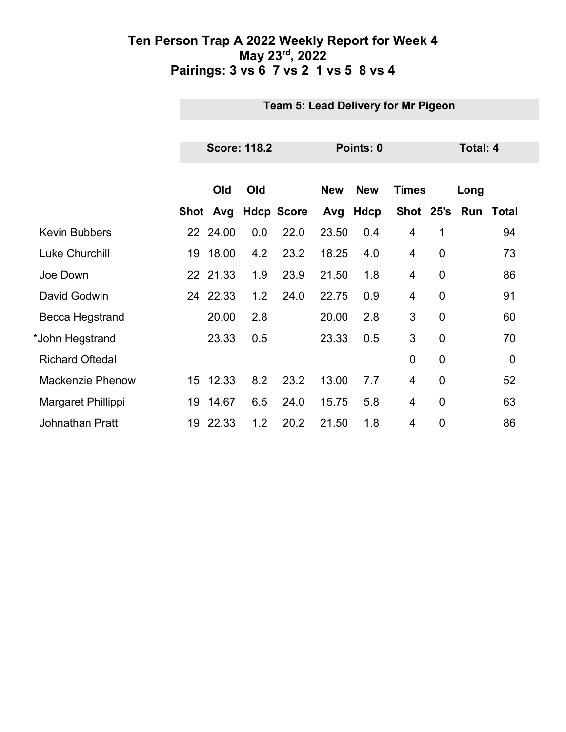# Ten Person Trap A 2022 Weekly Report for Week 4
## May 23rd, 2022
## Pairings: 3 vs 6 7 vs 2 1 vs 5 8 vs 4

**Team 5: Lead Delivery for Mr Pigeon**

**Score: 118.2** **Points: 0** **Total: 4**

| | Shot | Old Avg | Old Hdcp | Score | New Avg | New Hdcp | Times Shot | 25's | Long Run | Total |
|---|---|---|---|---|---|---|---|---|---|---|
| Kevin Bubbers | 22 | 24.00 | 0.0 | 22.0 | 23.50 | 0.4 | 4 | 1 | | 94 |
| Luke Churchill | 19 | 18.00 | 4.2 | 23.2 | 18.25 | 4.0 | 4 | 0 | | 73 |
| Joe Down | 22 | 21.33 | 1.9 | 23.9 | 21.50 | 1.8 | 4 | 0 | | 86 |
| David Godwin | 24 | 22.33 | 1.2 | 24.0 | 22.75 | 0.9 | 4 | 0 | | 91 |
| Becca Hegstrand | | 20.00 | 2.8 | | 20.00 | 2.8 | 3 | 0 | | 60 |
| *John Hegstrand | | 23.33 | 0.5 | | 23.33 | 0.5 | 3 | 0 | | 70 |
| Richard Oftedal | | | | | | | 0 | 0 | | 0 |
| Mackenzie Phenow | 15 | 12.33 | 8.2 | 23.2 | 13.00 | 7.7 | 4 | 0 | | 52 |
| Margaret Phillippi | 19 | 14.67 | 6.5 | 24.0 | 15.75 | 5.8 | 4 | 0 | | 63 |
| Johnathan Pratt | 19 | 22.33 | 1.2 | 20.2 | 21.50 | 1.8 | 4 | 0 | | 86 |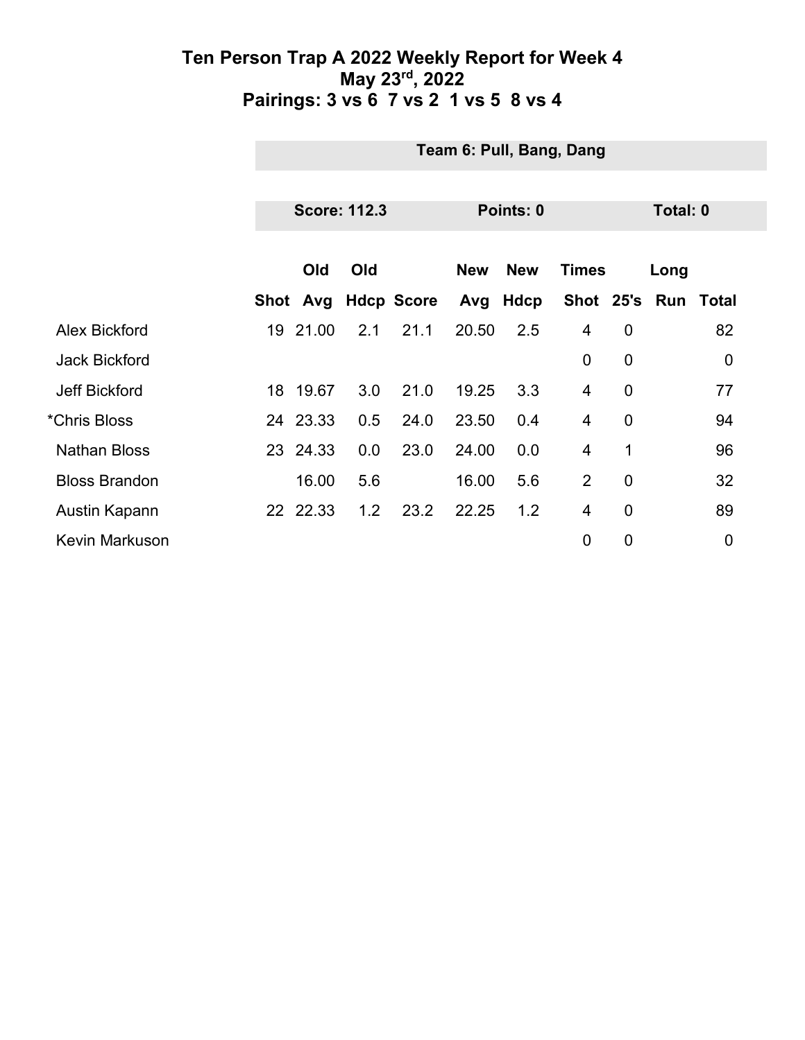# Ten Person Trap A 2022 Weekly Report for Week 4
## May 23rd, 2022
## Pairings: 3 vs 6 7 vs 2 1 vs 5 8 vs 4

**Team 6: Pull, Bang, Dang**

**Score: 112.3** | **Points: 0** | **Total: 0**

| | Shot | Old Avg | Old Hdcp | Score | New Avg | New Hdcp | Times Shot | 25's | Long Run | Total |
|---|---|---|---|---|---|---|---|---|---|---|
| Alex Bickford | 19 | 21.00 | 2.1 | 21.1 | 20.50 | 2.5 | 4 | 0 | | 82 |
| Jack Bickford | | | | | | | 0 | 0 | | 0 |
| Jeff Bickford | 18 | 19.67 | 3.0 | 21.0 | 19.25 | 3.3 | 4 | 0 | | 77 |
| *Chris Bloss | 24 | 23.33 | 0.5 | 24.0 | 23.50 | 0.4 | 4 | 0 | | 94 |
| Nathan Bloss | 23 | 24.33 | 0.0 | 23.0 | 24.00 | 0.0 | 4 | 1 | | 96 |
| Bloss Brandon | | 16.00 | 5.6 | | 16.00 | 5.6 | 2 | 0 | | 32 |
| Austin Kapann | 22 | 22.33 | 1.2 | 23.2 | 22.25 | 1.2 | 4 | 0 | | 89 |
| Kevin Markuson | | | | | | | 0 | 0 | | 0 |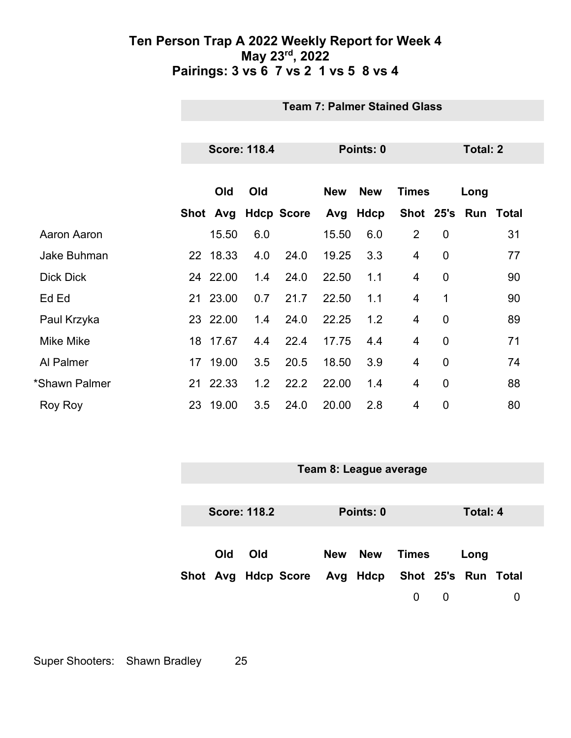# Ten Person Trap A 2022 Weekly Report for Week 4
## May 23rd, 2022
## Pairings: 3 vs 6 7 vs 2 1 vs 5 8 vs 4

### Team 7: Palmer Stained Glass

**Score: 118.4** | **Points: 0** | **Total: 2**

| | Shot | Old Avg | Old Hdcp | Score | New Avg | New Hdcp | Times Shot | 25's | Long Run | Total |
|---|---|---|---|---|---|---|---|---|---|---|
| Aaron Aaron | | 15.50 | 6.0 | | 15.50 | 6.0 | 2 | 0 | | 31 |
| Jake Buhman | 22 | 18.33 | 4.0 | 24.0 | 19.25 | 3.3 | 4 | 0 | | 77 |
| Dick Dick | 24 | 22.00 | 1.4 | 24.0 | 22.50 | 1.1 | 4 | 0 | | 90 |
| Ed Ed | 21 | 23.00 | 0.7 | 21.7 | 22.50 | 1.1 | 4 | 1 | | 90 |
| Paul Krzyka | 23 | 22.00 | 1.4 | 24.0 | 22.25 | 1.2 | 4 | 0 | | 89 |
| Mike Mike | 18 | 17.67 | 4.4 | 22.4 | 17.75 | 4.4 | 4 | 0 | | 71 |
| Al Palmer | 17 | 19.00 | 3.5 | 20.5 | 18.50 | 3.9 | 4 | 0 | | 74 |
| *Shawn Palmer | 21 | 22.33 | 1.2 | 22.2 | 22.00 | 1.4 | 4 | 0 | | 88 |
| Roy Roy | 23 | 19.00 | 3.5 | 24.0 | 20.00 | 2.8 | 4 | 0 | | 80 |

### Team 8: League average

**Score: 118.2** | **Points: 0** | **Total: 4**

| | Shot | Old Avg | Old Hdcp | Score | New Avg | New Hdcp | Times Shot | 25's | Long Run | Total |
|---|---|---|---|---|---|---|---|---|---|---|
| | | | | | | | 0 | 0 | | 0 |

Super Shooters: Shawn Bradley 25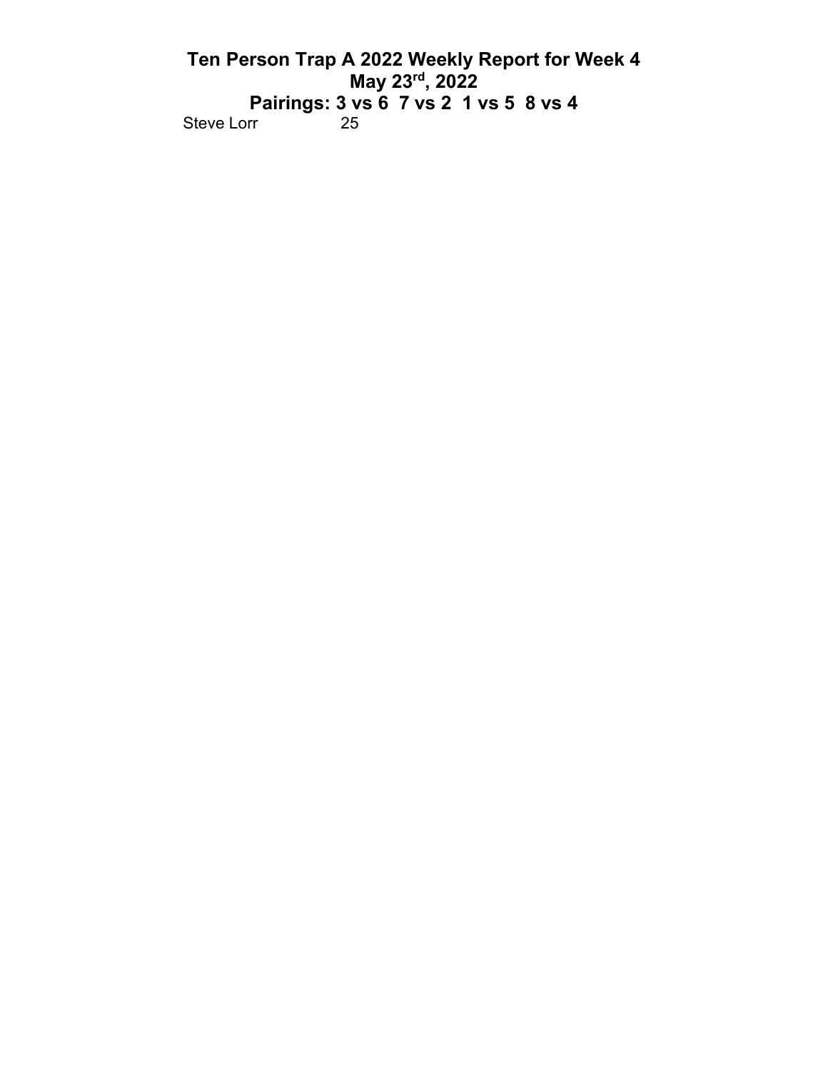# Ten Person Trap A 2022 Weekly Report for Week 4
# May 23rd, 2022
# Pairings: 3 vs 6  7 vs 2  1 vs 5  8 vs 4

| | |
|---|---|
| Steve Lorr | 25 |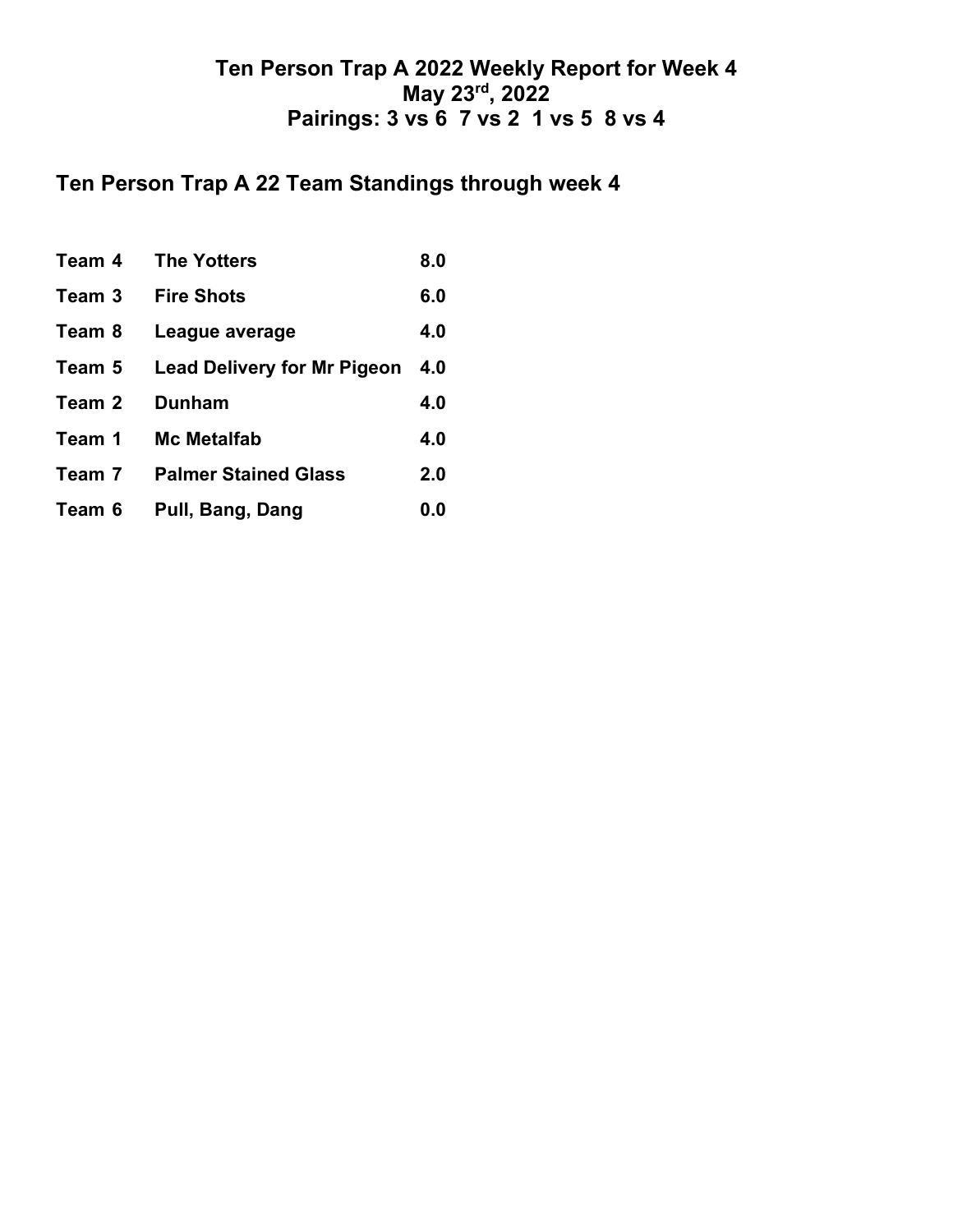# Ten Person Trap A 2022 Weekly Report for Week 4
# May 23rd, 2022
# Pairings: 3 vs 6  7 vs 2  1 vs 5  8 vs 4

## Ten Person Trap A 22 Team Standings through week 4

| | | |
|---|---|---|
| **Team 4** | **The Yotters** | **8.0** |
| **Team 3** | **Fire Shots** | **6.0** |
| **Team 8** | **League average** | **4.0** |
| **Team 5** | **Lead Delivery for Mr Pigeon** | **4.0** |
| **Team 2** | **Dunham** | **4.0** |
| **Team 1** | **Mc Metalfab** | **4.0** |
| **Team 7** | **Palmer Stained Glass** | **2.0** |
| **Team 6** | **Pull, Bang, Dang** | **0.0** |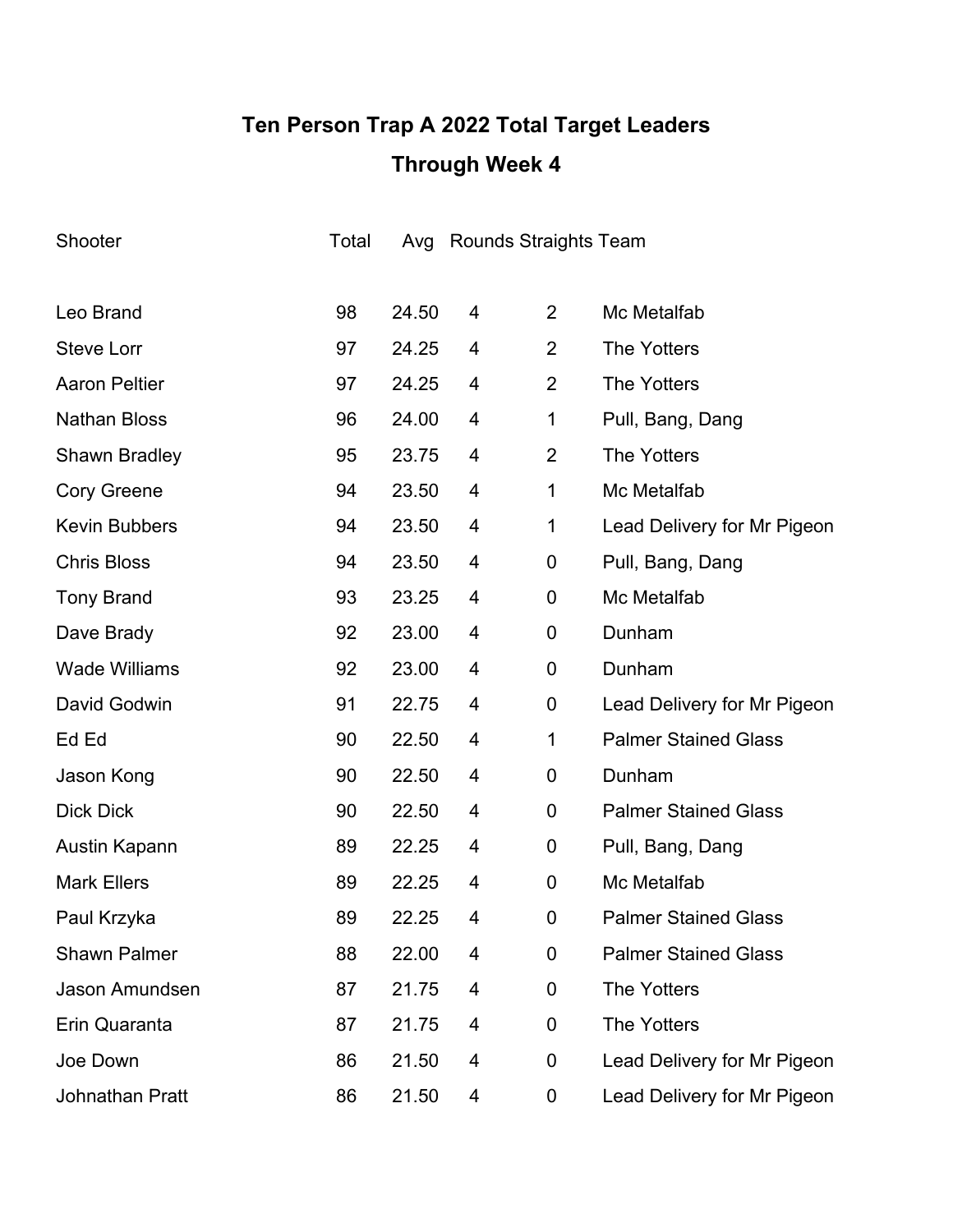# Ten Person Trap A 2022 Total Target Leaders

## Through Week 4

| Shooter | Total | Avg | Rounds | Straights | Team |
|---|---|---|---|---|---|
| Leo Brand | 98 | 24.50 | 4 | 2 | Mc Metalfab |
| Steve Lorr | 97 | 24.25 | 4 | 2 | The Yotters |
| Aaron Peltier | 97 | 24.25 | 4 | 2 | The Yotters |
| Nathan Bloss | 96 | 24.00 | 4 | 1 | Pull, Bang, Dang |
| Shawn Bradley | 95 | 23.75 | 4 | 2 | The Yotters |
| Cory Greene | 94 | 23.50 | 4 | 1 | Mc Metalfab |
| Kevin Bubbers | 94 | 23.50 | 4 | 1 | Lead Delivery for Mr Pigeon |
| Chris Bloss | 94 | 23.50 | 4 | 0 | Pull, Bang, Dang |
| Tony Brand | 93 | 23.25 | 4 | 0 | Mc Metalfab |
| Dave Brady | 92 | 23.00 | 4 | 0 | Dunham |
| Wade Williams | 92 | 23.00 | 4 | 0 | Dunham |
| David Godwin | 91 | 22.75 | 4 | 0 | Lead Delivery for Mr Pigeon |
| Ed Ed | 90 | 22.50 | 4 | 1 | Palmer Stained Glass |
| Jason Kong | 90 | 22.50 | 4 | 0 | Dunham |
| Dick Dick | 90 | 22.50 | 4 | 0 | Palmer Stained Glass |
| Austin Kapann | 89 | 22.25 | 4 | 0 | Pull, Bang, Dang |
| Mark Ellers | 89 | 22.25 | 4 | 0 | Mc Metalfab |
| Paul Krzyka | 89 | 22.25 | 4 | 0 | Palmer Stained Glass |
| Shawn Palmer | 88 | 22.00 | 4 | 0 | Palmer Stained Glass |
| Jason Amundsen | 87 | 21.75 | 4 | 0 | The Yotters |
| Erin Quaranta | 87 | 21.75 | 4 | 0 | The Yotters |
| Joe Down | 86 | 21.50 | 4 | 0 | Lead Delivery for Mr Pigeon |
| Johnathan Pratt | 86 | 21.50 | 4 | 0 | Lead Delivery for Mr Pigeon |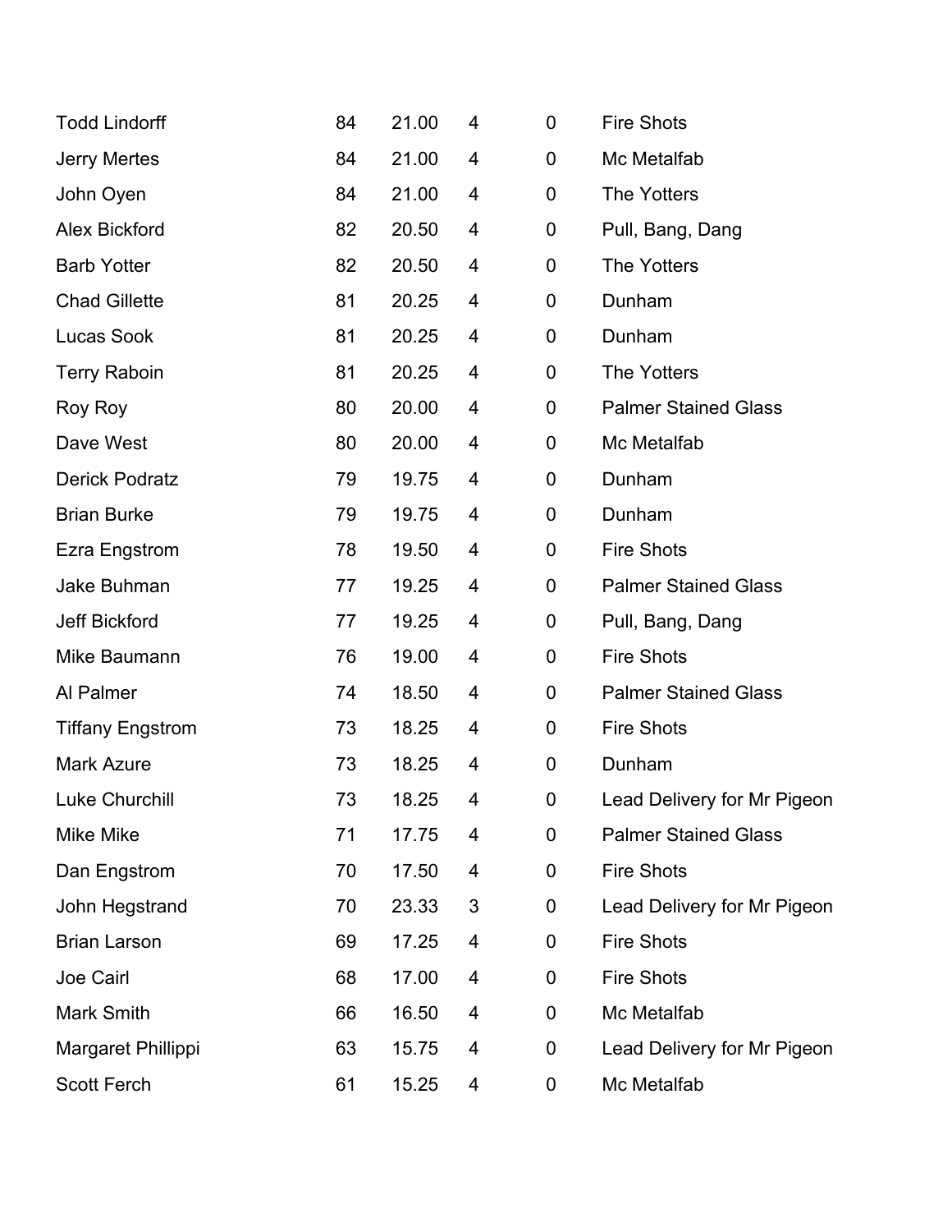| | | | | | |
|---|---|---|---|---|---|
| Todd Lindorff | 84 | 21.00 | 4 | 0 | Fire Shots |
| Jerry Mertes | 84 | 21.00 | 4 | 0 | Mc Metalfab |
| John Oyen | 84 | 21.00 | 4 | 0 | The Yotters |
| Alex Bickford | 82 | 20.50 | 4 | 0 | Pull, Bang, Dang |
| Barb Yotter | 82 | 20.50 | 4 | 0 | The Yotters |
| Chad Gillette | 81 | 20.25 | 4 | 0 | Dunham |
| Lucas Sook | 81 | 20.25 | 4 | 0 | Dunham |
| Terry Raboin | 81 | 20.25 | 4 | 0 | The Yotters |
| Roy Roy | 80 | 20.00 | 4 | 0 | Palmer Stained Glass |
| Dave West | 80 | 20.00 | 4 | 0 | Mc Metalfab |
| Derick Podratz | 79 | 19.75 | 4 | 0 | Dunham |
| Brian Burke | 79 | 19.75 | 4 | 0 | Dunham |
| Ezra Engstrom | 78 | 19.50 | 4 | 0 | Fire Shots |
| Jake Buhman | 77 | 19.25 | 4 | 0 | Palmer Stained Glass |
| Jeff Bickford | 77 | 19.25 | 4 | 0 | Pull, Bang, Dang |
| Mike Baumann | 76 | 19.00 | 4 | 0 | Fire Shots |
| Al Palmer | 74 | 18.50 | 4 | 0 | Palmer Stained Glass |
| Tiffany Engstrom | 73 | 18.25 | 4 | 0 | Fire Shots |
| Mark Azure | 73 | 18.25 | 4 | 0 | Dunham |
| Luke Churchill | 73 | 18.25 | 4 | 0 | Lead Delivery for Mr Pigeon |
| Mike Mike | 71 | 17.75 | 4 | 0 | Palmer Stained Glass |
| Dan Engstrom | 70 | 17.50 | 4 | 0 | Fire Shots |
| John Hegstrand | 70 | 23.33 | 3 | 0 | Lead Delivery for Mr Pigeon |
| Brian Larson | 69 | 17.25 | 4 | 0 | Fire Shots |
| Joe Cairl | 68 | 17.00 | 4 | 0 | Fire Shots |
| Mark Smith | 66 | 16.50 | 4 | 0 | Mc Metalfab |
| Margaret Phillippi | 63 | 15.75 | 4 | 0 | Lead Delivery for Mr Pigeon |
| Scott Ferch | 61 | 15.25 | 4 | 0 | Mc Metalfab |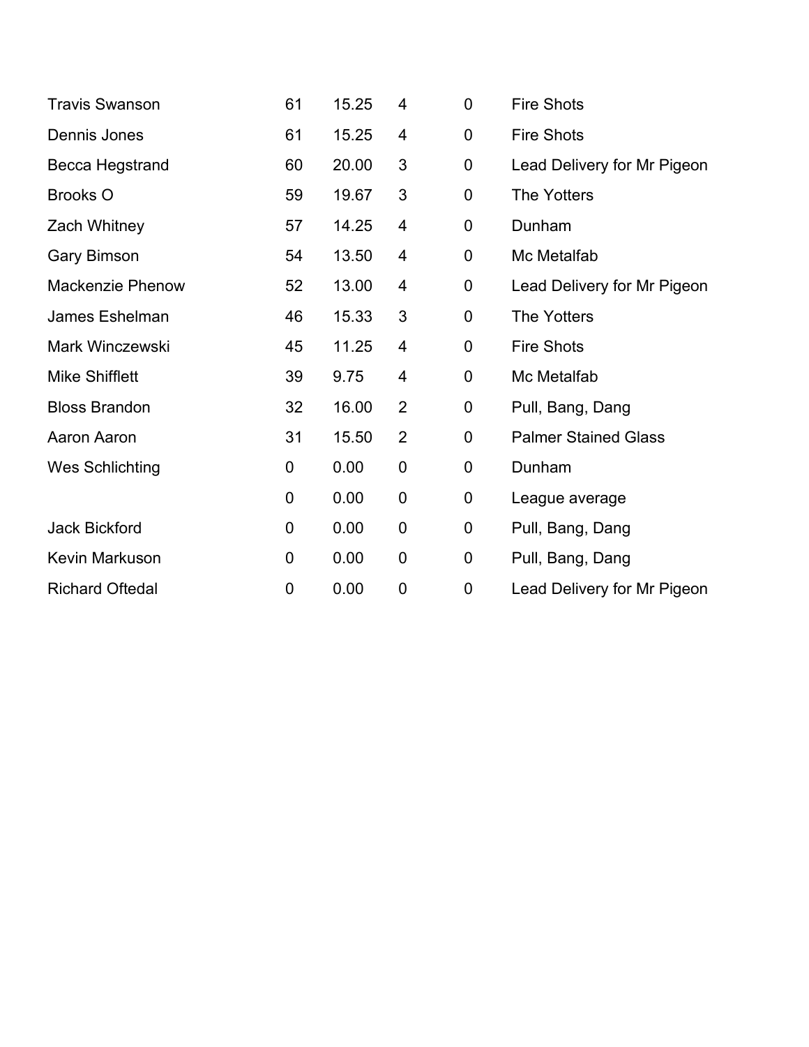| | | | | | |
|---|---|---|---|---|---|
| Travis Swanson | 61 | 15.25 | 4 | 0 | Fire Shots |
| Dennis Jones | 61 | 15.25 | 4 | 0 | Fire Shots |
| Becca Hegstrand | 60 | 20.00 | 3 | 0 | Lead Delivery for Mr Pigeon |
| Brooks O | 59 | 19.67 | 3 | 0 | The Yotters |
| Zach Whitney | 57 | 14.25 | 4 | 0 | Dunham |
| Gary Bimson | 54 | 13.50 | 4 | 0 | Mc Metalfab |
| Mackenzie Phenow | 52 | 13.00 | 4 | 0 | Lead Delivery for Mr Pigeon |
| James Eshelman | 46 | 15.33 | 3 | 0 | The Yotters |
| Mark Winczewski | 45 | 11.25 | 4 | 0 | Fire Shots |
| Mike Shifflett | 39 | 9.75 | 4 | 0 | Mc Metalfab |
| Bloss Brandon | 32 | 16.00 | 2 | 0 | Pull, Bang, Dang |
| Aaron Aaron | 31 | 15.50 | 2 | 0 | Palmer Stained Glass |
| Wes Schlichting | 0 | 0.00 | 0 | 0 | Dunham |
| | 0 | 0.00 | 0 | 0 | League average |
| Jack Bickford | 0 | 0.00 | 0 | 0 | Pull, Bang, Dang |
| Kevin Markuson | 0 | 0.00 | 0 | 0 | Pull, Bang, Dang |
| Richard Oftedal | 0 | 0.00 | 0 | 0 | Lead Delivery for Mr Pigeon |